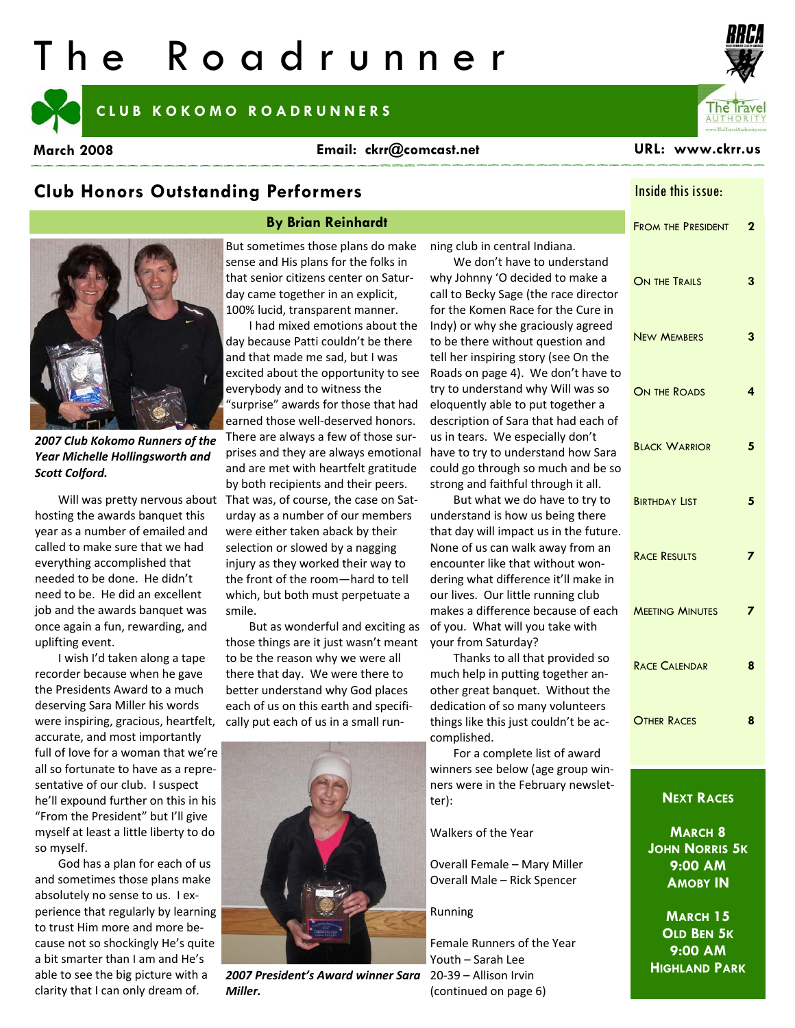# The Roadrunner

**CLUB KOKOMO ROADRUNNERS**

**March 2008** | **Email: ckrr@comcast.net** | **URL: www.ckrr.us**

## Club Honors Outstanding Performers

**By Brian Reinhardt**

*2007 Club Kokomo Runners of the Year Michelle Hollingsworth and Scott Colford.*

Will was pretty nervous about hosting the awards banquet this year as a number of emailed and called to make sure that we had everything accomplished that needed to be done. He didn't need to be. He did an excellent job and the awards banquet was once again a fun, rewarding, and uplifting event.

I wish I'd taken along a tape recorder because when he gave the Presidents Award to a much deserving Sara Miller his words were inspiring, gracious, heartfelt, accurate, and most importantly full of love for a woman that we're all so fortunate to have as a representative of our club. I suspect he'll expound further on this in his "From the President" but I'll give myself at least a little liberty to do so myself.

God has a plan for each of us and sometimes those plans make absolutely no sense to us. I experience that regularly by learning to trust Him more and more because not so shockingly He's quite a bit smarter than I am and He's able to see the big picture with a clarity that I can only dream of. But sometimes those plans do make sense and His plans for the folks in that senior citizens center on Saturday came together in an explicit, 100% lucid, transparent manner.

I had mixed emotions about the day because Patti couldn't be there and that made me sad, but I was excited about the opportunity to see everybody and to witness the "surprise" awards for those that had earned those well-deserved honors. There are always a few of those surprises and they are always emotional and are met with heartfelt gratitude by both recipients and their peers. That was, of course, the case on Saturday as a number of our members were either taken aback by their selection or slowed by a nagging injury as they worked their way to the front of the room—hard to tell which, but both must perpetuate a smile.

But as wonderful and exciting as those things are it just wasn't meant to be the reason why we were all there that day. We were there to better understand why God places each of us on this earth and specifically put each of us in a small running club in central Indiana.

*2007 President's Award winner Sara Miller.*

We don't have to understand why Johnny 'O decided to make a call to Becky Sage (the race director for the Komen Race for the Cure in Indy) or why she graciously agreed to be there without question and tell her inspiring story (see On the Roads on page 4). We don't have to try to understand why Will was so eloquently able to put together a description of Sara that had each of us in tears. We especially don't have to try to understand how Sara could go through so much and be so strong and faithful through it all.

But what we do have to try to understand is how us being there that day will impact us in the future. None of us can walk away from an encounter like that without wondering what difference it'll make in our lives. Our little running club makes a difference because of each of you. What will you take with your from Saturday?

Thanks to all that provided so much help in putting together another great banquet. Without the dedication of so many volunteers things like this just couldn't be accomplished.

For a complete list of award winners see below (age group winners were in the February newsletter):

Walkers of the Year

Overall Female – Mary Miller
Overall Male – Rick Spencer

Running

Female Runners of the Year
Youth – Sarah Lee
20-39 – Allison Irvin
(continued on page 6)

---

### Inside this issue:

| | |
|---|---|
| From the President | 2 |
| On the Trails | 3 |
| New Members | 3 |
| On the Roads | 4 |
| Black Warrior | 5 |
| Birthday List | 5 |
| Race Results | 7 |
| Meeting Minutes | 7 |
| Race Calendar | 8 |
| Other Races | 8 |

### Next Races

**March 8**
**John Norris 5K**
**9:00 AM**
**Amoby IN**

**March 15**
**Old Ben 5K**
**9:00 AM**
**Highland Park**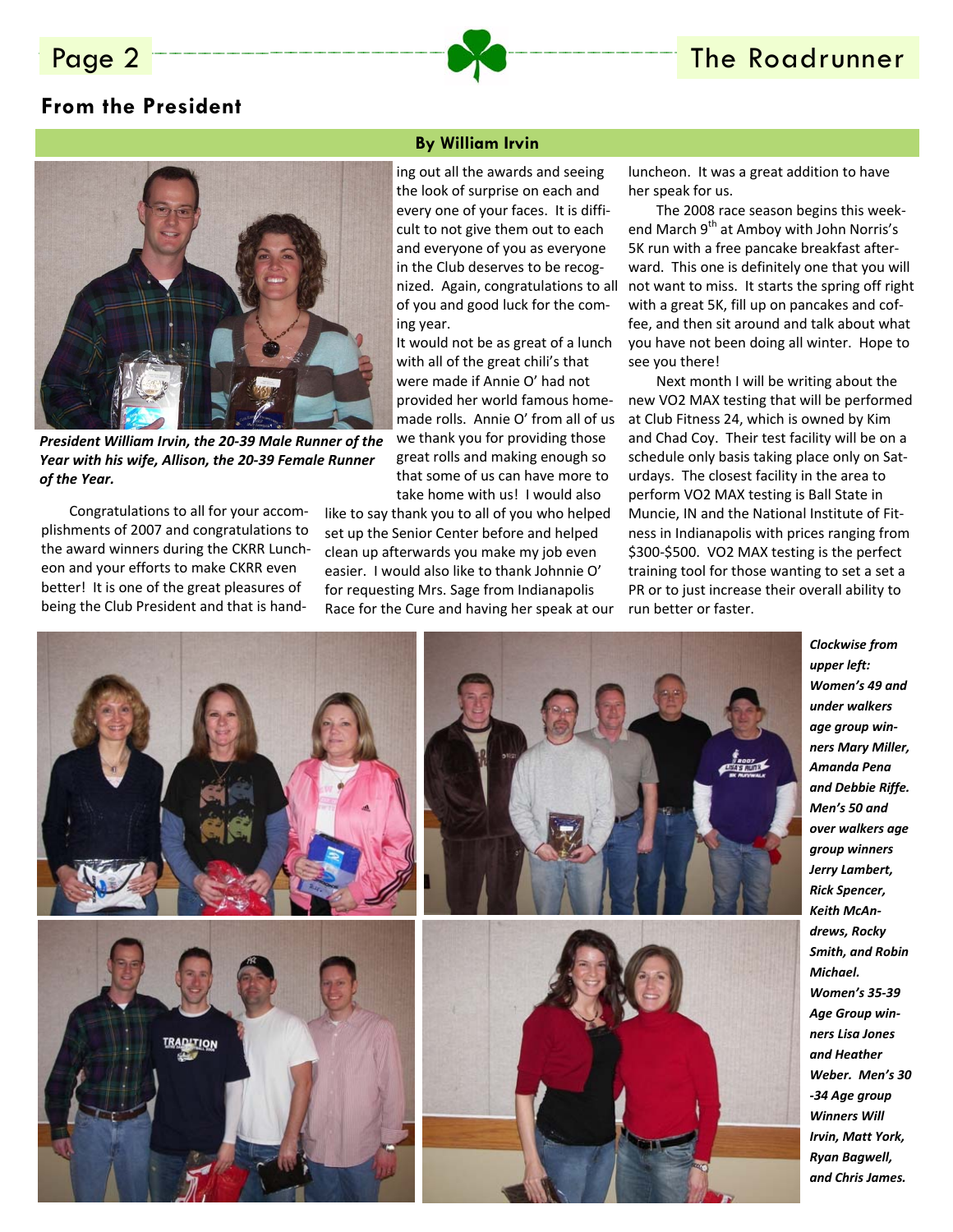## From the President

**By William Irvin**

***President William Irvin, the 20-39 Male Runner of the Year with his wife, Allison, the 20-39 Female Runner of the Year.***

Congratulations to all for your accomplishments of 2007 and congratulations to the award winners during the CKRR Luncheon and your efforts to make CKRR even better! It is one of the great pleasures of being the Club President and that is handing out all the awards and seeing the look of surprise on each and every one of your faces. It is difficult to not give them out to each and everyone of you as everyone in the Club deserves to be recognized. Again, congratulations to all of you and good luck for the coming year.

It would not be as great of a lunch with all of the great chili's that were made if Annie O' had not provided her world famous homemade rolls. Annie O' from all of us we thank you for providing those great rolls and making enough so that some of us can have more to take home with us! I would also like to say thank you to all of you who helped set up the Senior Center before and helped clean up afterwards you make my job even easier. I would also like to thank Johnnie O' for requesting Mrs. Sage from Indianapolis Race for the Cure and having her speak at our luncheon. It was a great addition to have her speak for us.

The 2008 race season begins this weekend March 9th at Amboy with John Norris's 5K run with a free pancake breakfast afterward. This one is definitely one that you will not want to miss. It starts the spring off right with a great 5K, fill up on pancakes and coffee, and then sit around and talk about what you have not been doing all winter. Hope to see you there!

Next month I will be writing about the new VO2 MAX testing that will be performed at Club Fitness 24, which is owned by Kim and Chad Coy. Their test facility will be on a schedule only basis taking place only on Saturdays. The closest facility in the area to perform VO2 MAX testing is Ball State in Muncie, IN and the National Institute of Fitness in Indianapolis with prices ranging from $300-$500. VO2 MAX testing is the perfect training tool for those wanting to set a set a PR or to just increase their overall ability to run better or faster.

***Clockwise from upper left: Women's 49 and under walkers age group winners Mary Miller, Amanda Pena and Debbie Riffe. Men's 50 and over walkers age group winners Jerry Lambert, Rick Spencer, Keith McAndrews, Rocky Smith, and Robin Michael. Women's 35-39 Age Group winners Lisa Jones and Heather Weber. Men's 30-34 Age group Winners Will Irvin, Matt York, Ryan Bagwell, and Chris James.***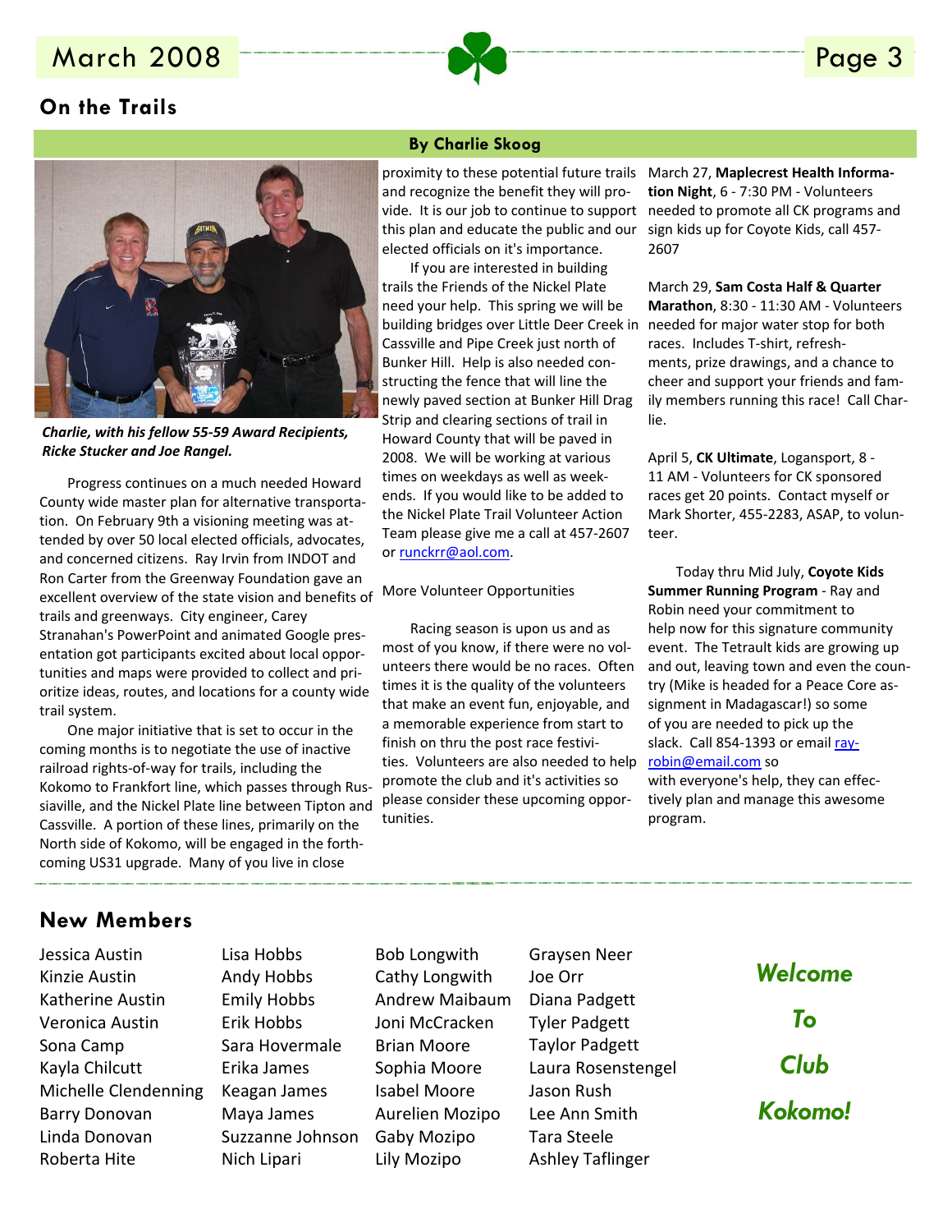## On the Trails

**By Charlie Skoog**

*Charlie, with his fellow 55-59 Award Recipients, Ricke Stucker and Joe Rangel.*

Progress continues on a much needed Howard County wide master plan for alternative transportation. On February 9th a visioning meeting was attended by over 50 local elected officials, advocates, and concerned citizens. Ray Irvin from INDOT and Ron Carter from the Greenway Foundation gave an excellent overview of the state vision and benefits of trails and greenways. City engineer, Carey Stranahan's PowerPoint and animated Google presentation got participants excited about local opportunities and maps were provided to collect and prioritize ideas, routes, and locations for a county wide trail system.

One major initiative that is set to occur in the coming months is to negotiate the use of inactive railroad rights-of-way for trails, including the Kokomo to Frankfort line, which passes through Russiaville, and the Nickel Plate line between Tipton and Cassville. A portion of these lines, primarily on the North side of Kokomo, will be engaged in the forthcoming US31 upgrade. Many of you live in close proximity to these potential future trails and recognize the benefit they will provide. It is our job to continue to support this plan and educate the public and our elected officials on it's importance.

If you are interested in building trails the Friends of the Nickel Plate need your help. This spring we will be building bridges over Little Deer Creek in Cassville and Pipe Creek just north of Bunker Hill. Help is also needed constructing the fence that will line the newly paved section at Bunker Hill Drag Strip and clearing sections of trail in Howard County that will be paved in 2008. We will be working at various times on weekdays as well as weekends. If you would like to be added to the Nickel Plate Trail Volunteer Action Team please give me a call at 457-2607 or runckrr@aol.com.

More Volunteer Opportunities

Racing season is upon us and as most of you know, if there were no volunteers there would be no races. Often times it is the quality of the volunteers that make an event fun, enjoyable, and a memorable experience from start to finish on thru the post race festivities. Volunteers are also needed to help promote the club and it's activities so please consider these upcoming opportunities.

March 27, **Maplecrest Health Information Night**, 6 - 7:30 PM - Volunteers needed to promote all CK programs and sign kids up for Coyote Kids, call 457-2607

March 29, **Sam Costa Half & Quarter Marathon**, 8:30 - 11:30 AM - Volunteers needed for major water stop for both races. Includes T-shirt, refreshments, prize drawings, and a chance to cheer and support your friends and family members running this race! Call Charlie.

April 5, **CK Ultimate**, Logansport, 8 - 11 AM - Volunteers for CK sponsored races get 20 points. Contact myself or Mark Shorter, 455-2283, ASAP, to volunteer.

Today thru Mid July, **Coyote Kids Summer Running Program** - Ray and Robin need your commitment to help now for this signature community event. The Tetrault kids are growing up and out, leaving town and even the country (Mike is headed for a Peace Core assignment in Madagascar!) so some of you are needed to pick up the slack. Call 854-1393 or email ray-robin@email.com so with everyone's help, they can effectively plan and manage this awesome program.

## New Members

Jessica Austin
Kinzie Austin
Katherine Austin
Veronica Austin
Sona Camp
Kayla Chilcutt
Michelle Clendenning
Barry Donovan
Linda Donovan
Roberta Hite
Lisa Hobbs
Andy Hobbs
Emily Hobbs
Erik Hobbs
Sara Hovermale
Erika James
Keagan James
Maya James
Suzzanne Johnson
Nich Lipari
Bob Longwith
Cathy Longwith
Andrew Maibaum
Joni McCracken
Brian Moore
Sophia Moore
Isabel Moore
Aurelien Mozipo
Gaby Mozipo
Lily Mozipo
Graysen Neer
Joe Orr
Diana Padgett
Tyler Padgett
Taylor Padgett
Laura Rosenstengel
Jason Rush
Lee Ann Smith
Tara Steele
Ashley Taflinger

***Welcome To Club Kokomo!***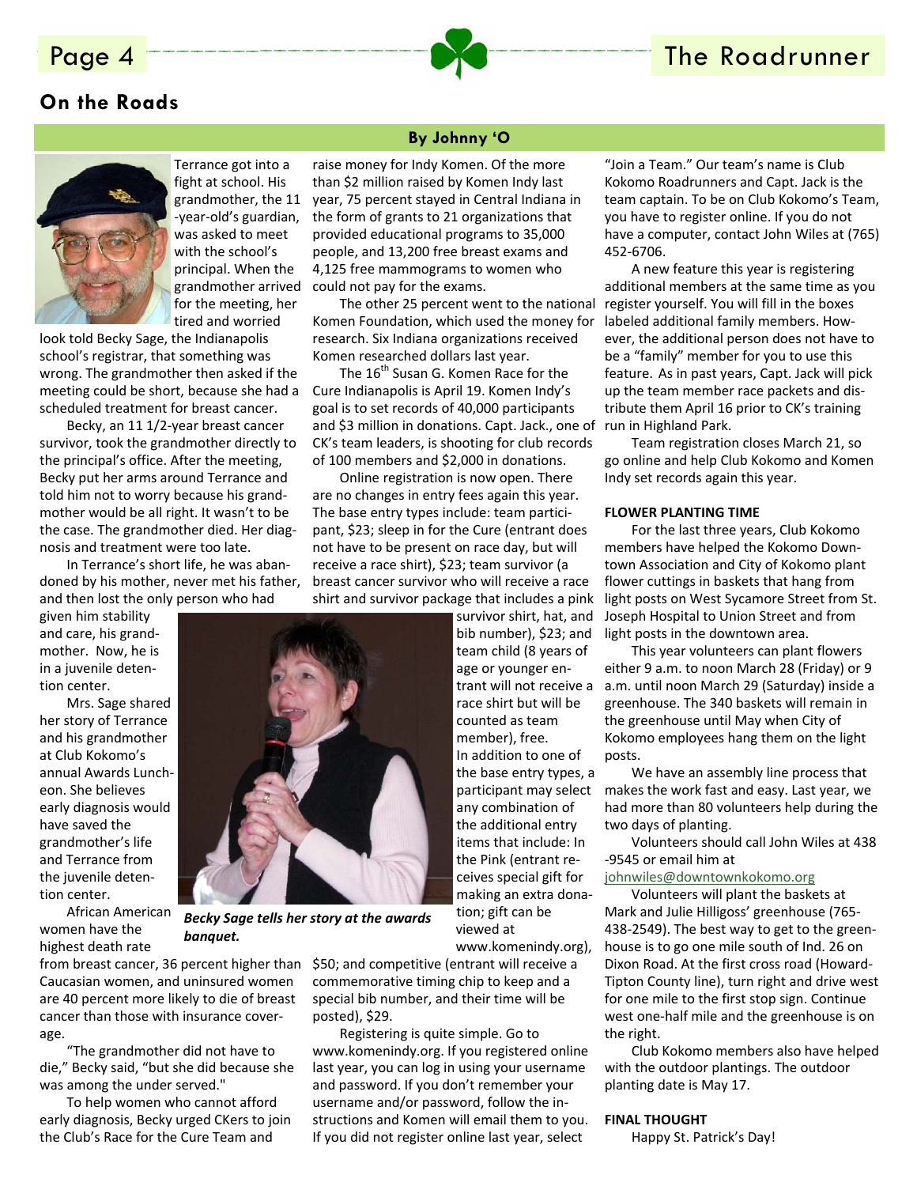## On the Roads

**By Johnny 'O**

Terrance got into a fight at school. His grandmother, the 11-year-old's guardian, was asked to meet with the school's principal. When the grandmother arrived for the meeting, her tired and worried look told Becky Sage, the Indianapolis school's registrar, that something was wrong. The grandmother then asked if the meeting could be short, because she had a scheduled treatment for breast cancer.

Becky, an 11 1/2-year breast cancer survivor, took the grandmother directly to the principal's office. After the meeting, Becky put her arms around Terrance and told him not to worry because his grandmother would be all right. It wasn't to be the case. The grandmother died. Her diagnosis and treatment were too late.

In Terrance's short life, he was abandoned by his mother, never met his father, and then lost the only person who had given him stability and care, his grandmother. Now, he is in a juvenile detention center.

Mrs. Sage shared her story of Terrance and his grandmother at Club Kokomo's annual Awards Luncheon. She believes early diagnosis would have saved the grandmother's life and Terrance from the juvenile detention center.

*Becky Sage tells her story at the awards banquet.*

African American women have the highest death rate from breast cancer, 36 percent higher than Caucasian women, and uninsured women are 40 percent more likely to die of breast cancer than those with insurance coverage.

"The grandmother did not have to die," Becky said, "but she did because she was among the under served."

To help women who cannot afford early diagnosis, Becky urged CKers to join the Club's Race for the Cure Team and raise money for Indy Komen. Of the more than $2 million raised by Komen Indy last year, 75 percent stayed in Central Indiana in the form of grants to 21 organizations that provided educational programs to 35,000 people, and 13,200 free breast exams and 4,125 free mammograms to women who could not pay for the exams.

The other 25 percent went to the national Komen Foundation, which used the money for research. Six Indiana organizations received Komen researched dollars last year.

The 16th Susan G. Komen Race for the Cure Indianapolis is April 19. Komen Indy's goal is to set records of 40,000 participants and $3 million in donations. Capt. Jack., one of CK's team leaders, is shooting for club records of 100 members and $2,000 in donations.

Online registration is now open. There are no changes in entry fees again this year. The base entry types include: team participant, $23; sleep in for the Cure (entrant does not have to be present on race day, but will receive a race shirt), $23; team survivor (a breast cancer survivor who will receive a race shirt and survivor package that includes a pink survivor shirt, hat, and bib number), $23; and team child (8 years of age or younger entrant will not receive a race shirt but will be counted as team member), free. In addition to one of the base entry types, a participant may select any combination of the additional entry items that include: In the Pink (entrant receives special gift for making an extra donation; gift can be viewed at www.komenindy.org), $50; and competitive (entrant will receive a commemorative timing chip to keep and a special bib number, and their time will be posted), $29.

Registering is quite simple. Go to www.komenindy.org. If you registered online last year, you can log in using your username and password. If you don't remember your username and/or password, follow the instructions and Komen will email them to you. If you did not register online last year, select "Join a Team." Our team's name is Club Kokomo Roadrunners and Capt. Jack is the team captain. To be on Club Kokomo's Team, you have to register online. If you do not have a computer, contact John Wiles at (765) 452-6706.

A new feature this year is registering additional members at the same time as you register yourself. You will fill in the boxes labeled additional family members. However, the additional person does not have to be a "family" member for you to use this feature. As in past years, Capt. Jack will pick up the team member race packets and distribute them April 16 prior to CK's training run in Highland Park.

Team registration closes March 21, so go online and help Club Kokomo and Komen Indy set records again this year.

**FLOWER PLANTING TIME**

For the last three years, Club Kokomo members have helped the Kokomo Downtown Association and City of Kokomo plant flower cuttings in baskets that hang from light posts on West Sycamore Street from St. Joseph Hospital to Union Street and from light posts in the downtown area.

This year volunteers can plant flowers either 9 a.m. to noon March 28 (Friday) or 9 a.m. until noon March 29 (Saturday) inside a greenhouse. The 340 baskets will remain in the greenhouse until May when City of Kokomo employees hang them on the light posts.

We have an assembly line process that makes the work fast and easy. Last year, we had more than 80 volunteers help during the two days of planting.

Volunteers should call John Wiles at 438-9545 or email him at johnwiles@downtownkokomo.org

Volunteers will plant the baskets at Mark and Julie Hilligoss' greenhouse (765-438-2549). The best way to get to the greenhouse is to go one mile south of Ind. 26 on Dixon Road. At the first cross road (Howard-Tipton County line), turn right and drive west for one mile to the first stop sign. Continue west one-half mile and the greenhouse is on the right.

Club Kokomo members also have helped with the outdoor plantings. The outdoor planting date is May 17.

**FINAL THOUGHT**

Happy St. Patrick's Day!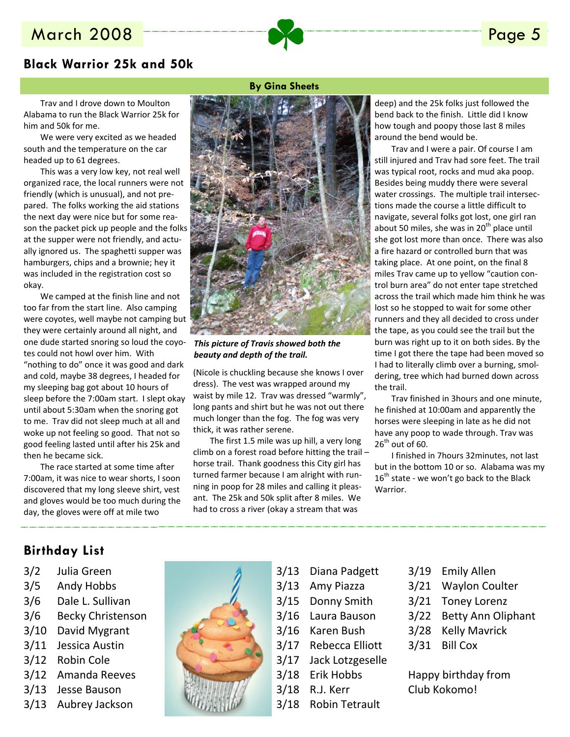## Black Warrior 25k and 50k

**By Gina Sheets**

Trav and I drove down to Moulton Alabama to run the Black Warrior 25k for him and 50k for me.

We were very excited as we headed south and the temperature on the car headed up to 61 degrees.

This was a very low key, not real well organized race, the local runners were not friendly (which is unusual), and not prepared. The folks working the aid stations the next day were nice but for some reason the packet pick up people and the folks at the supper were not friendly, and actually ignored us. The spaghetti supper was hamburgers, chips and a brownie; hey it was included in the registration cost so okay.

We camped at the finish line and not too far from the start line. Also camping were coyotes, well maybe not camping but they were certainly around all night, and one dude started snoring so loud the coyotes could not howl over him. With "nothing to do" once it was good and dark and cold, maybe 38 degrees, I headed for my sleeping bag got about 10 hours of sleep before the 7:00am start. I slept okay until about 5:30am when the snoring got to me. Trav did not sleep much at all and woke up not feeling so good. That not so good feeling lasted until after his 25k and then he became sick.

The race started at some time after 7:00am, it was nice to wear shorts, I soon discovered that my long sleeve shirt, vest and gloves would be too much during the day, the gloves were off at mile two (Nicole is chuckling because she knows I over dress). The vest was wrapped around my waist by mile 12. Trav was dressed "warmly", long pants and shirt but he was not out there much longer than the fog. The fog was very thick, it was rather serene.

*This picture of Travis showed both the beauty and depth of the trail.*

The first 1.5 mile was up hill, a very long climb on a forest road before hitting the trail – horse trail. Thank goodness this City girl has turned farmer because I am alright with running in poop for 28 miles and calling it pleasant. The 25k and 50k split after 8 miles. We had to cross a river (okay a stream that was deep) and the 25k folks just followed the bend back to the finish. Little did I know how tough and poopy those last 8 miles around the bend would be.

Trav and I were a pair. Of course I am still injured and Trav had sore feet. The trail was typical root, rocks and mud aka poop. Besides being muddy there were several water crossings. The multiple trail intersections made the course a little difficult to navigate, several folks got lost, one girl ran about 50 miles, she was in 20th place until she got lost more than once. There was also a fire hazard or controlled burn that was taking place. At one point, on the final 8 miles Trav came up to yellow "caution control burn area" do not enter tape stretched across the trail which made him think he was lost so he stopped to wait for some other runners and they all decided to cross under the tape, as you could see the trail but the burn was right up to it on both sides. By the time I got there the tape had been moved so I had to literally climb over a burning, smoldering, tree which had burned down across the trail.

Trav finished in 3hours and one minute, he finished at 10:00am and apparently the horses were sleeping in late as he did not have any poop to wade through. Trav was 26th out of 60.

I finished in 7hours 32minutes, not last but in the bottom 10 or so. Alabama was my 16th state - we won't go back to the Black Warrior.

## Birthday List

- 3/2 Julia Green
- 3/5 Andy Hobbs
- 3/6 Dale L. Sullivan
- 3/6 Becky Christenson
- 3/10 David Mygrant
- 3/11 Jessica Austin
- 3/12 Robin Cole
- 3/12 Amanda Reeves
- 3/13 Jesse Bauson
- 3/13 Aubrey Jackson
- 3/13 Diana Padgett
- 3/13 Amy Piazza
- 3/15 Donny Smith
- 3/16 Laura Bauson
- 3/16 Karen Bush
- 3/17 Rebecca Elliott
- 3/17 Jack Lotzgeselle
- 3/18 Erik Hobbs
- 3/18 R.J. Kerr
- 3/18 Robin Tetrault
- 3/19 Emily Allen
- 3/21 Waylon Coulter
- 3/21 Toney Lorenz
- 3/22 Betty Ann Oliphant
- 3/28 Kelly Mavrick
- 3/31 Bill Cox

Happy birthday from Club Kokomo!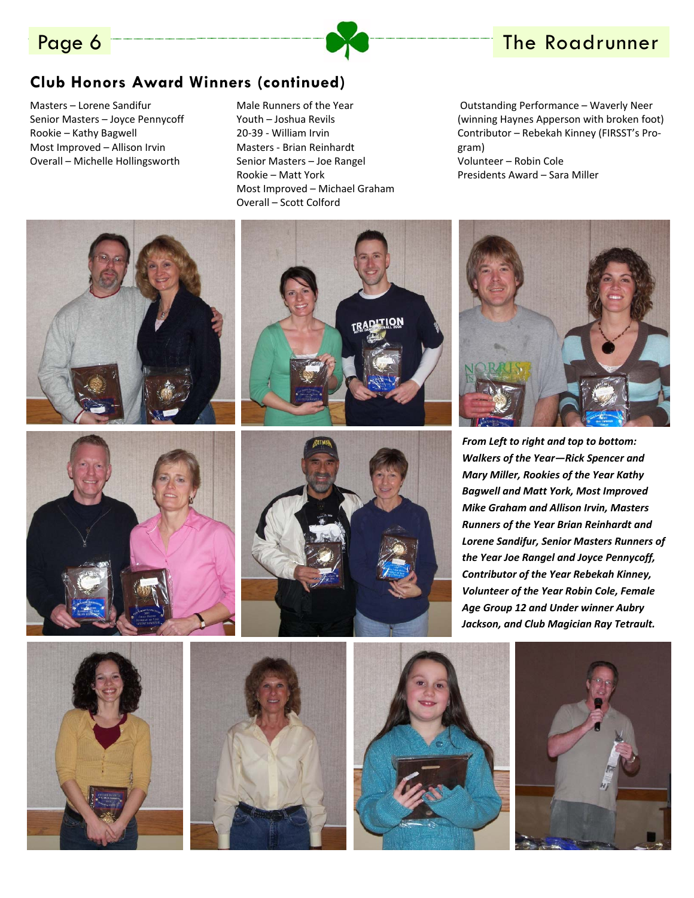## Club Honors Award Winners (continued)

Masters – Lorene Sandifur
Senior Masters – Joyce Pennycoff
Rookie – Kathy Bagwell
Most Improved – Allison Irvin
Overall – Michelle Hollingsworth

Male Runners of the Year
Youth – Joshua Revils
20-39 - William Irvin
Masters - Brian Reinhardt
Senior Masters – Joe Rangel
Rookie – Matt York
Most Improved – Michael Graham
Overall – Scott Colford

Outstanding Performance – Waverly Neer (winning Haynes Apperson with broken foot)
Contributor – Rebekah Kinney (FIRSST's Program)
Volunteer – Robin Cole
Presidents Award – Sara Miller

***From Left to right and top to bottom: Walkers of the Year—Rick Spencer and Mary Miller, Rookies of the Year Kathy Bagwell and Matt York, Most Improved Mike Graham and Allison Irvin, Masters Runners of the Year Brian Reinhardt and Lorene Sandifur, Senior Masters Runners of the Year Joe Rangel and Joyce Pennycoff, Contributor of the Year Rebekah Kinney, Volunteer of the Year Robin Cole, Female Age Group 12 and Under winner Aubry Jackson, and Club Magician Ray Tetrault.***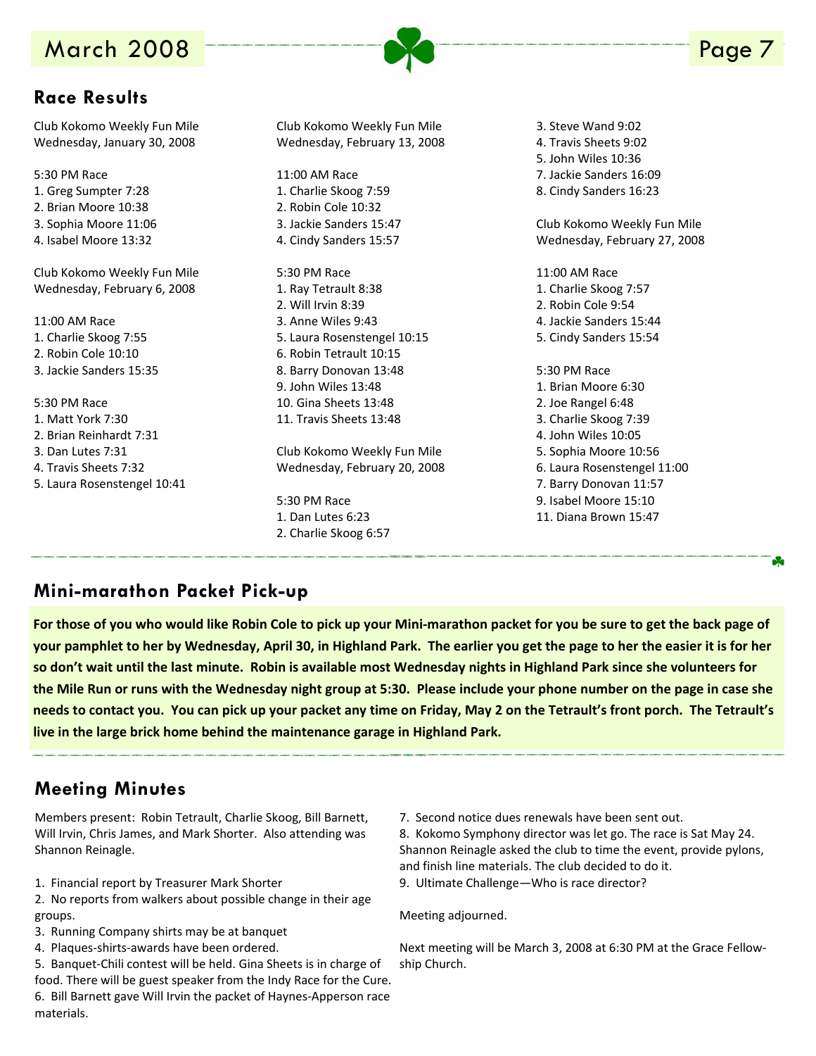## Race Results

Club Kokomo Weekly Fun Mile
Wednesday, January 30, 2008

5:30 PM Race
1. Greg Sumpter 7:28
2. Brian Moore 10:38
3. Sophia Moore 11:06
4. Isabel Moore 13:32

Club Kokomo Weekly Fun Mile
Wednesday, February 6, 2008

11:00 AM Race
1. Charlie Skoog 7:55
2. Robin Cole 10:10
3. Jackie Sanders 15:35

5:30 PM Race
1. Matt York 7:30
2. Brian Reinhardt 7:31
3. Dan Lutes 7:31
4. Travis Sheets 7:32
5. Laura Rosenstengel 10:41

Club Kokomo Weekly Fun Mile
Wednesday, February 13, 2008

11:00 AM Race
1. Charlie Skoog 7:59
2. Robin Cole 10:32
3. Jackie Sanders 15:47
4. Cindy Sanders 15:57

5:30 PM Race
1. Ray Tetrault 8:38
2. Will Irvin 8:39
3. Anne Wiles 9:43
5. Laura Rosenstengel 10:15
6. Robin Tetrault 10:15
8. Barry Donovan 13:48
9. John Wiles 13:48
10. Gina Sheets 13:48
11. Travis Sheets 13:48

Club Kokomo Weekly Fun Mile
Wednesday, February 20, 2008

5:30 PM Race
1. Dan Lutes 6:23
2. Charlie Skoog 6:57
3. Steve Wand 9:02
4. Travis Sheets 9:02
5. John Wiles 10:36
7. Jackie Sanders 16:09
8. Cindy Sanders 16:23

Club Kokomo Weekly Fun Mile
Wednesday, February 27, 2008

11:00 AM Race
1. Charlie Skoog 7:57
2. Robin Cole 9:54
4. Jackie Sanders 15:44
5. Cindy Sanders 15:54

5:30 PM Race
1. Brian Moore 6:30
2. Joe Rangel 6:48
3. Charlie Skoog 7:39
4. John Wiles 10:05
5. Sophia Moore 10:56
6. Laura Rosenstengel 11:00
7. Barry Donovan 11:57
9. Isabel Moore 15:10
11. Diana Brown 15:47

## Mini-marathon Packet Pick-up

**For those of you who would like Robin Cole to pick up your Mini-marathon packet for you be sure to get the back page of your pamphlet to her by Wednesday, April 30, in Highland Park. The earlier you get the page to her the easier it is for her so don't wait until the last minute. Robin is available most Wednesday nights in Highland Park since she volunteers for the Mile Run or runs with the Wednesday night group at 5:30. Please include your phone number on the page in case she needs to contact you. You can pick up your packet any time on Friday, May 2 on the Tetrault's front porch. The Tetrault's live in the large brick home behind the maintenance garage in Highland Park.**

## Meeting Minutes

Members present: Robin Tetrault, Charlie Skoog, Bill Barnett, Will Irvin, Chris James, and Mark Shorter. Also attending was Shannon Reinagle.

1. Financial report by Treasurer Mark Shorter
2. No reports from walkers about possible change in their age groups.
3. Running Company shirts may be at banquet
4. Plaques-shirts-awards have been ordered.
5. Banquet-Chili contest will be held. Gina Sheets is in charge of food. There will be guest speaker from the Indy Race for the Cure.
6. Bill Barnett gave Will Irvin the packet of Haynes-Apperson race materials.
7. Second notice dues renewals have been sent out.
8. Kokomo Symphony director was let go. The race is Sat May 24. Shannon Reinagle asked the club to time the event, provide pylons, and finish line materials. The club decided to do it.
9. Ultimate Challenge—Who is race director?

Meeting adjourned.

Next meeting will be March 3, 2008 at 6:30 PM at the Grace Fellowship Church.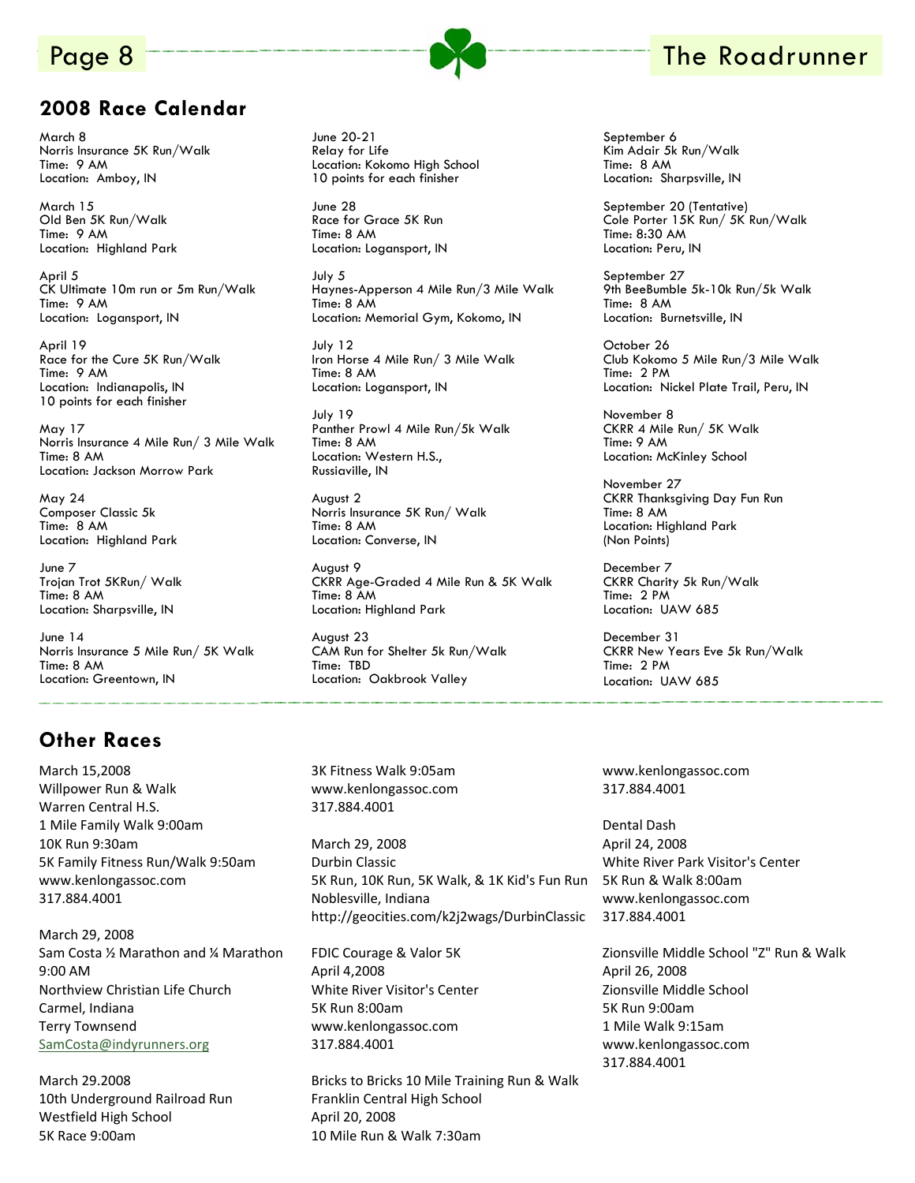## 2008 Race Calendar

March 8
Norris Insurance 5K Run/Walk
Time: 9 AM
Location: Amboy, IN

March 15
Old Ben 5K Run/Walk
Time: 9 AM
Location: Highland Park

April 5
CK Ultimate 10m run or 5m Run/Walk
Time: 9 AM
Location: Logansport, IN

April 19
Race for the Cure 5K Run/Walk
Time: 9 AM
Location: Indianapolis, IN
10 points for each finisher

May 17
Norris Insurance 4 Mile Run/ 3 Mile Walk
Time: 8 AM
Location: Jackson Morrow Park

May 24
Composer Classic 5k
Time: 8 AM
Location: Highland Park

June 7
Trojan Trot 5KRun/ Walk
Time: 8 AM
Location: Sharpsville, IN

June 14
Norris Insurance 5 Mile Run/ 5K Walk
Time: 8 AM
Location: Greentown, IN

June 20-21
Relay for Life
Location: Kokomo High School
10 points for each finisher

June 28
Race for Grace 5K Run
Time: 8 AM
Location: Logansport, IN

July 5
Haynes-Apperson 4 Mile Run/3 Mile Walk
Time: 8 AM
Location: Memorial Gym, Kokomo, IN

July 12
Iron Horse 4 Mile Run/ 3 Mile Walk
Time: 8 AM
Location: Logansport, IN

July 19
Panther Prowl 4 Mile Run/5k Walk
Time: 8 AM
Location: Western H.S.,
Russiaville, IN

August 2
Norris Insurance 5K Run/ Walk
Time: 8 AM
Location: Converse, IN

August 9
CKRR Age-Graded 4 Mile Run & 5K Walk
Time: 8 AM
Location: Highland Park

August 23
CAM Run for Shelter 5k Run/Walk
Time: TBD
Location: Oakbrook Valley

September 6
Kim Adair 5k Run/Walk
Time: 8 AM
Location: Sharpsville, IN

September 20 (Tentative)
Cole Porter 15K Run/ 5K Run/Walk
Time: 8:30 AM
Location: Peru, IN

September 27
9th BeeBumble 5k-10k Run/5k Walk
Time: 8 AM
Location: Burnetsville, IN

October 26
Club Kokomo 5 Mile Run/3 Mile Walk
Time: 2 PM
Location: Nickel Plate Trail, Peru, IN

November 8
CKRR 4 Mile Run/ 5K Walk
Time: 9 AM
Location: McKinley School

November 27
CKRR Thanksgiving Day Fun Run
Time: 8 AM
Location: Highland Park
(Non Points)

December 7
CKRR Charity 5k Run/Walk
Time: 2 PM
Location: UAW 685

December 31
CKRR New Years Eve 5k Run/Walk
Time: 2 PM
Location: UAW 685

## Other Races

March 15,2008
Willpower Run & Walk
Warren Central H.S.
1 Mile Family Walk 9:00am
10K Run 9:30am
5K Family Fitness Run/Walk 9:50am
www.kenlongassoc.com
317.884.4001

March 29, 2008
Sam Costa ½ Marathon and ¼ Marathon
9:00 AM
Northview Christian Life Church
Carmel, Indiana
Terry Townsend
SamCosta@indyrunners.org

March 29.2008
10th Underground Railroad Run
Westfield High School
5K Race 9:00am
3K Fitness Walk 9:05am
www.kenlongassoc.com
317.884.4001

March 29, 2008
Durbin Classic
5K Run, 10K Run, 5K Walk, & 1K Kid's Fun Run
Noblesville, Indiana
http://geocities.com/k2j2wags/DurbinClassic

FDIC Courage & Valor 5K
April 4,2008
White River Visitor's Center
5K Run 8:00am
www.kenlongassoc.com
317.884.4001

Bricks to Bricks 10 Mile Training Run & Walk
Franklin Central High School
April 20, 2008
10 Mile Run & Walk 7:30am
www.kenlongassoc.com
317.884.4001

Dental Dash
April 24, 2008
White River Park Visitor's Center
5K Run & Walk 8:00am
www.kenlongassoc.com
317.884.4001

Zionsville Middle School "Z" Run & Walk
April 26, 2008
Zionsville Middle School
5K Run 9:00am
1 Mile Walk 9:15am
www.kenlongassoc.com
317.884.4001